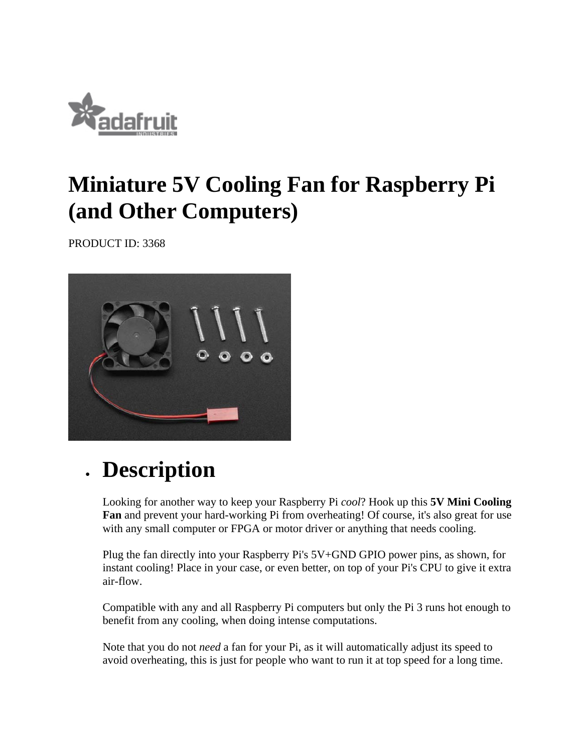# Miniature 5V Cooling Fan for Raspberry Pi (and Other Computers)

PRODUCT ID: 3368

- ## Description

  Looking for another way to keep your Raspberry Pi *cool*? Hook up this **5V Mini Cooling Fan** and prevent your hard-working Pi from overheating! Of course, it's also great for use with any small computer or FPGA or motor driver or anything that needs cooling.

  Plug the fan directly into your Raspberry Pi's 5V+GND GPIO power pins, as shown, for instant cooling! Place in your case, or even better, on top of your Pi's CPU to give it extra air-flow.

  Compatible with any and all Raspberry Pi computers but only the Pi 3 runs hot enough to benefit from any cooling, when doing intense computations.

  Note that you do not *need* a fan for your Pi, as it will automatically adjust its speed to avoid overheating, this is just for people who want to run it at top speed for a long time.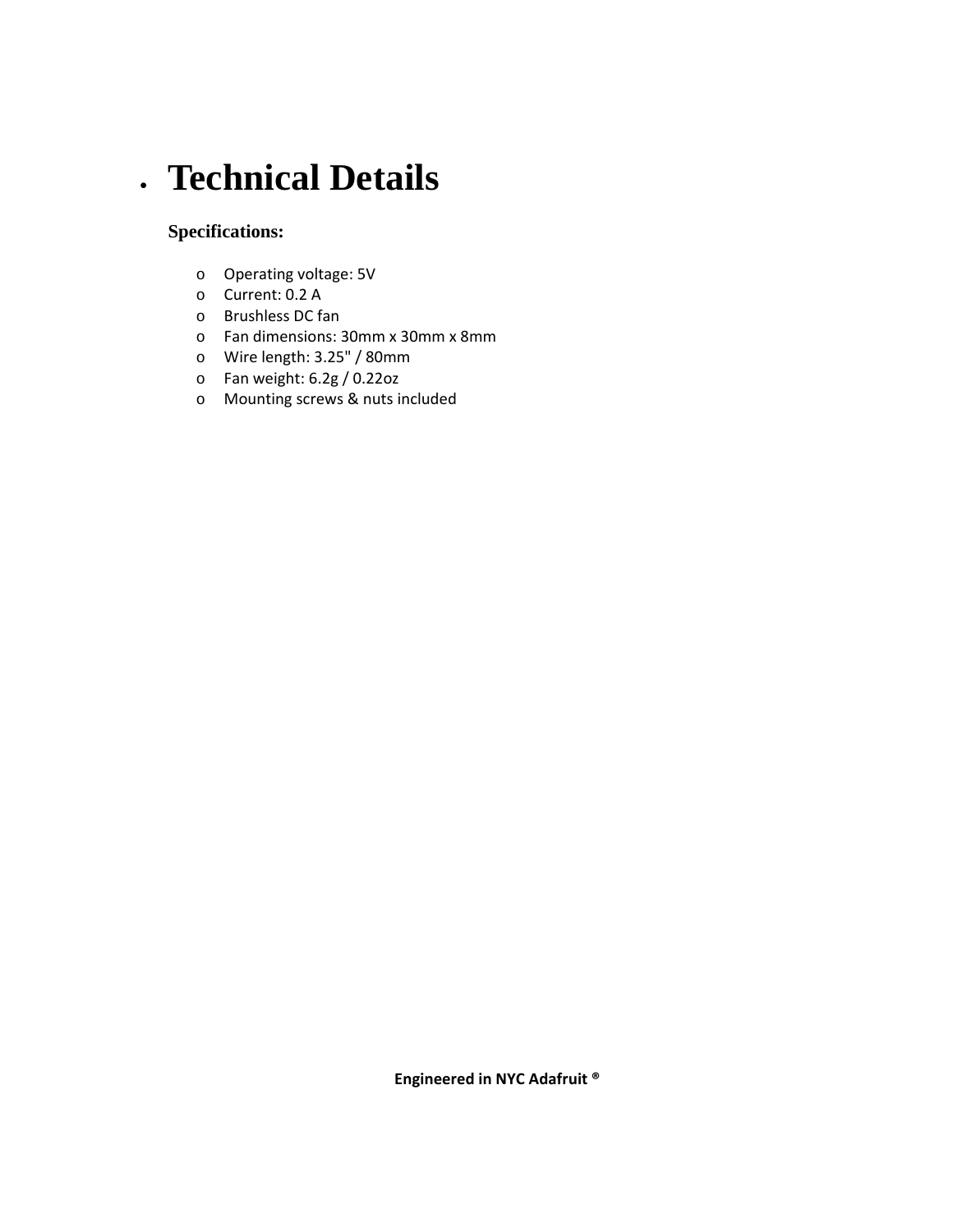- # Technical Details

  **Specifications:**

  - Operating voltage: 5V
  - Current: 0.2 A
  - Brushless DC fan
  - Fan dimensions: 30mm x 30mm x 8mm
  - Wire length: 3.25" / 80mm
  - Fan weight: 6.2g / 0.22oz
  - Mounting screws & nuts included

**Engineered in NYC Adafruit ®**